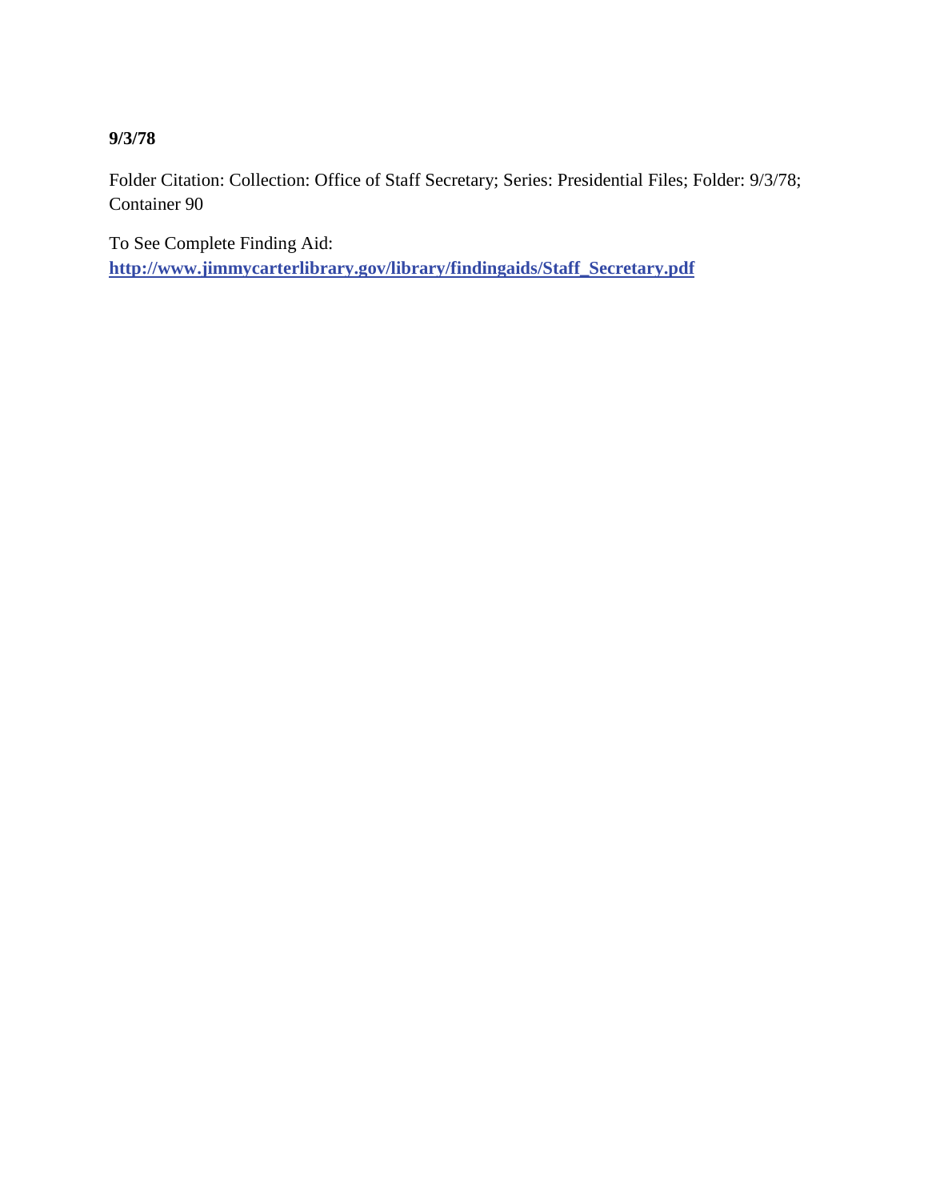**9/3/78**

Folder Citation: Collection: Office of Staff Secretary; Series: Presidential Files; Folder: 9/3/78; Container 90

To See Complete Finding Aid:
**http://www.jimmycarterlibrary.gov/library/findingaids/Staff_Secretary.pdf**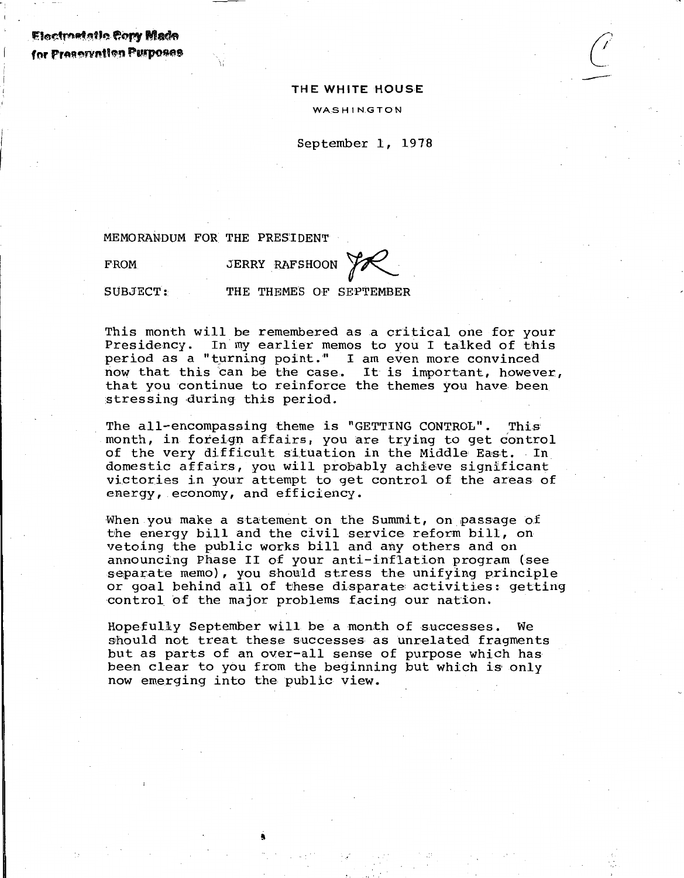Electrostatic Copy Made for Preservation Purposes

THE WHITE HOUSE

WASHINGTON

September 1, 1978

MEMORANDUM FOR THE PRESIDENT

FROM JERRY RAFSHOON

SUBJECT: THE THEMES OF SEPTEMBER

This month will be remembered as a critical one for your Presidency. In my earlier memos to you I talked of this period as a "turning point." I am even more convinced now that this can be the case. It is important, however, that you continue to reinforce the themes you have been stressing during this period.

The all-encompassing theme is "GETTING CONTROL". This month, in foreign affairs, you are trying to get control of the very difficult situation in the Middle East. In domestic affairs, you will probably achieve significant victories in your attempt to get control of the areas of energy, economy, and efficiency.

When you make a statement on the Summit, on passage of the energy bill and the civil service reform bill, on vetoing the public works bill and any others and on announcing Phase II of your anti-inflation program (see separate memo), you should stress the unifying principle or goal behind all of these disparate activities: getting control of the major problems facing our nation.

Hopefully September will be a month of successes. We should not treat these successes as unrelated fragments but as parts of an over-all sense of purpose which has been clear to you from the beginning but which is only now emerging into the public view.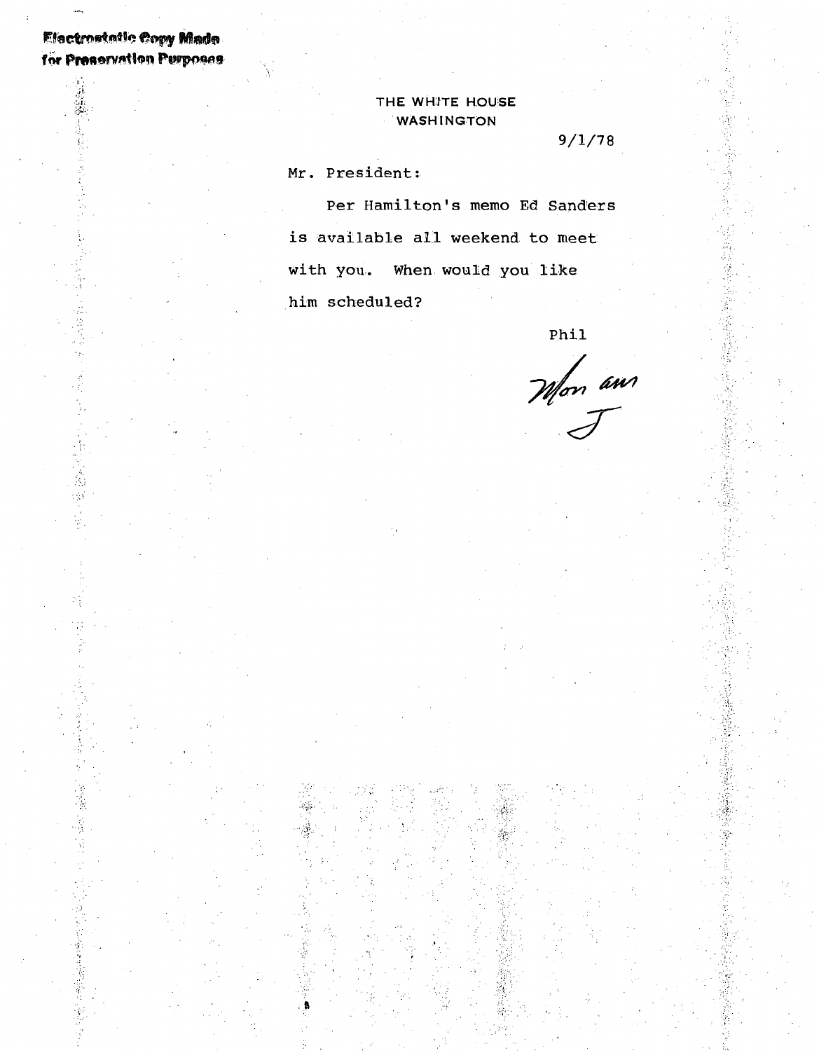Electrostatic Copy Made for Preservation Purposes

THE WHITE HOUSE
WASHINGTON

9/1/78

Mr. President:

Per Hamilton's memo Ed Sanders is available all weekend to meet with you. When would you like him scheduled?

Phil

Mon am
J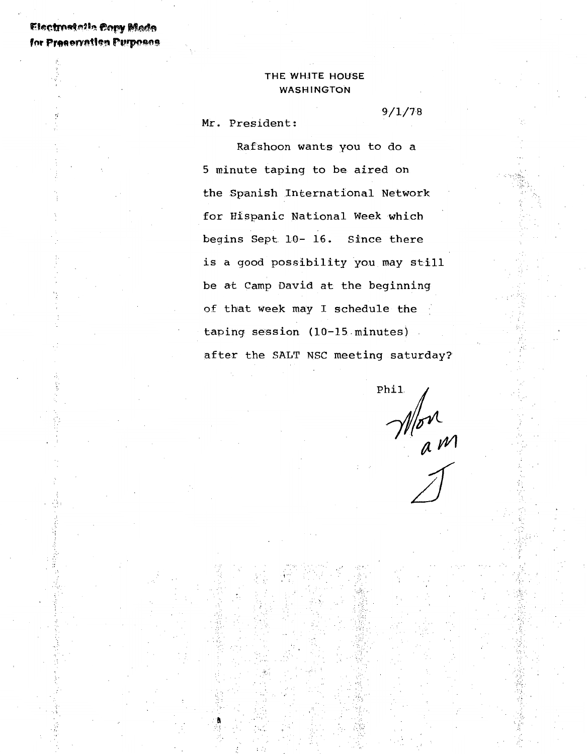Electrostatic Copy Made
for Preservation Purposes

THE WHITE HOUSE
WASHINGTON

9/1/78

Mr. President:

Rafshoon wants you to do a 5 minute taping to be aired on the Spanish International Network for Hispanic National Week which begins Sept 10- 16. Since there is a good possibility you may still be at Camp David at the beginning of that week may I schedule the taping session (10-15 minutes) after the SALT NSC meeting saturday?

Phil

Mon am

J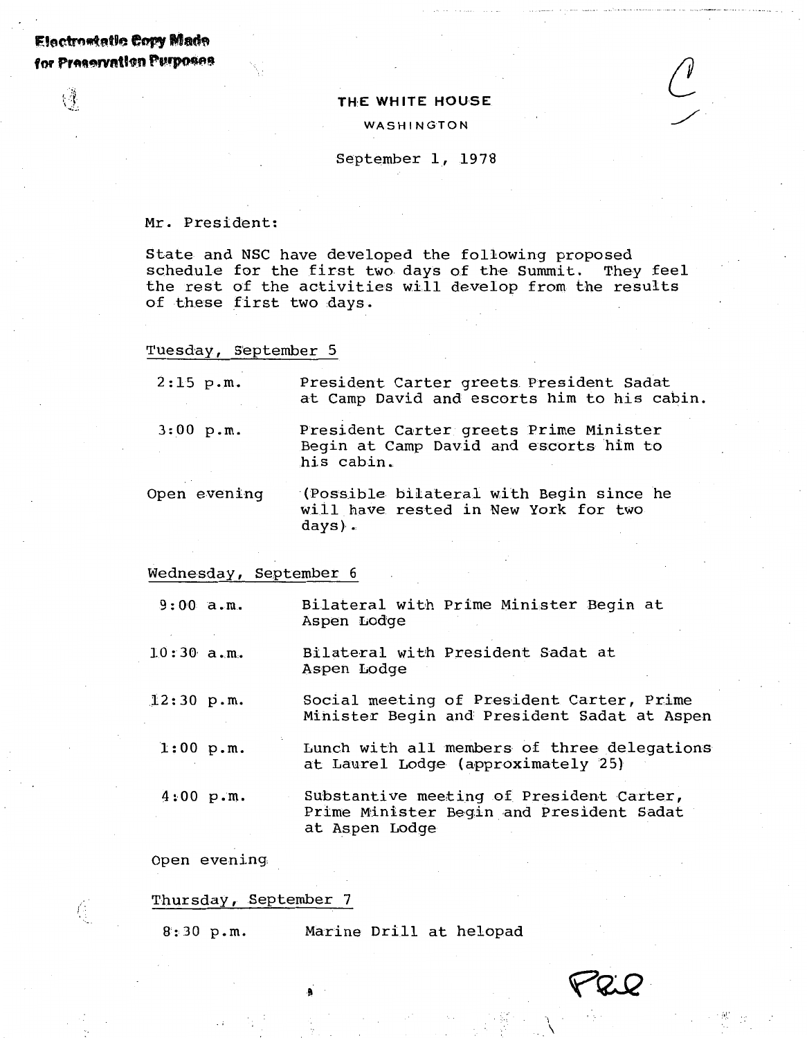Electrostatic Copy Made for Preservation Purposes

THE WHITE HOUSE

WASHINGTON

September 1, 1978

Mr. President:

State and NSC have developed the following proposed schedule for the first two days of the Summit. They feel the rest of the activities will develop from the results of these first two days.

Tuesday, September 5

| | |
|---|---|
| 2:15 p.m. | President Carter greets President Sadat at Camp David and escorts him to his cabin. |
| 3:00 p.m. | President Carter greets Prime Minister Begin at Camp David and escorts him to his cabin. |
| Open evening | (Possible bilateral with Begin since he will have rested in New York for two days). |

Wednesday, September 6

| | |
|---|---|
| 9:00 a.m. | Bilateral with Prime Minister Begin at Aspen Lodge |
| 10:30 a.m. | Bilateral with President Sadat at Aspen Lodge |
| 12:30 p.m. | Social meeting of President Carter, Prime Minister Begin and President Sadat at Aspen |
| 1:00 p.m. | Lunch with all members of three delegations at Laurel Lodge (approximately 25) |
| 4:00 p.m. | Substantive meeting of President Carter, Prime Minister Begin and President Sadat at Aspen Lodge |
| Open evening | |

Thursday, September 7

| | |
|---|---|
| 8:30 p.m. | Marine Drill at helopad |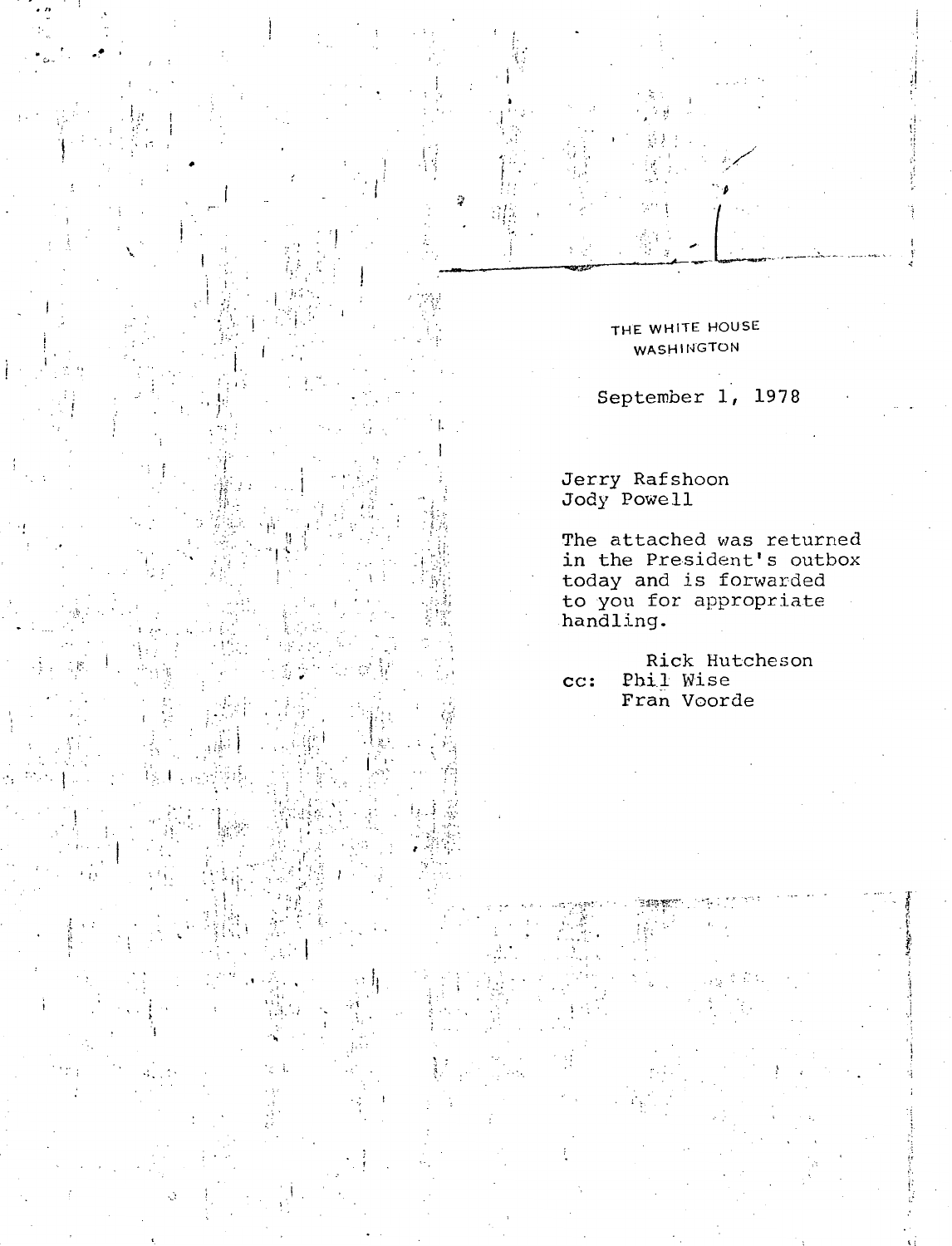THE WHITE HOUSE
WASHINGTON

September 1, 1978

Jerry Rafshoon
Jody Powell

The attached was returned in the President's outbox today and is forwarded to you for appropriate handling.

Rick Hutcheson

cc: Phil Wise
Fran Voorde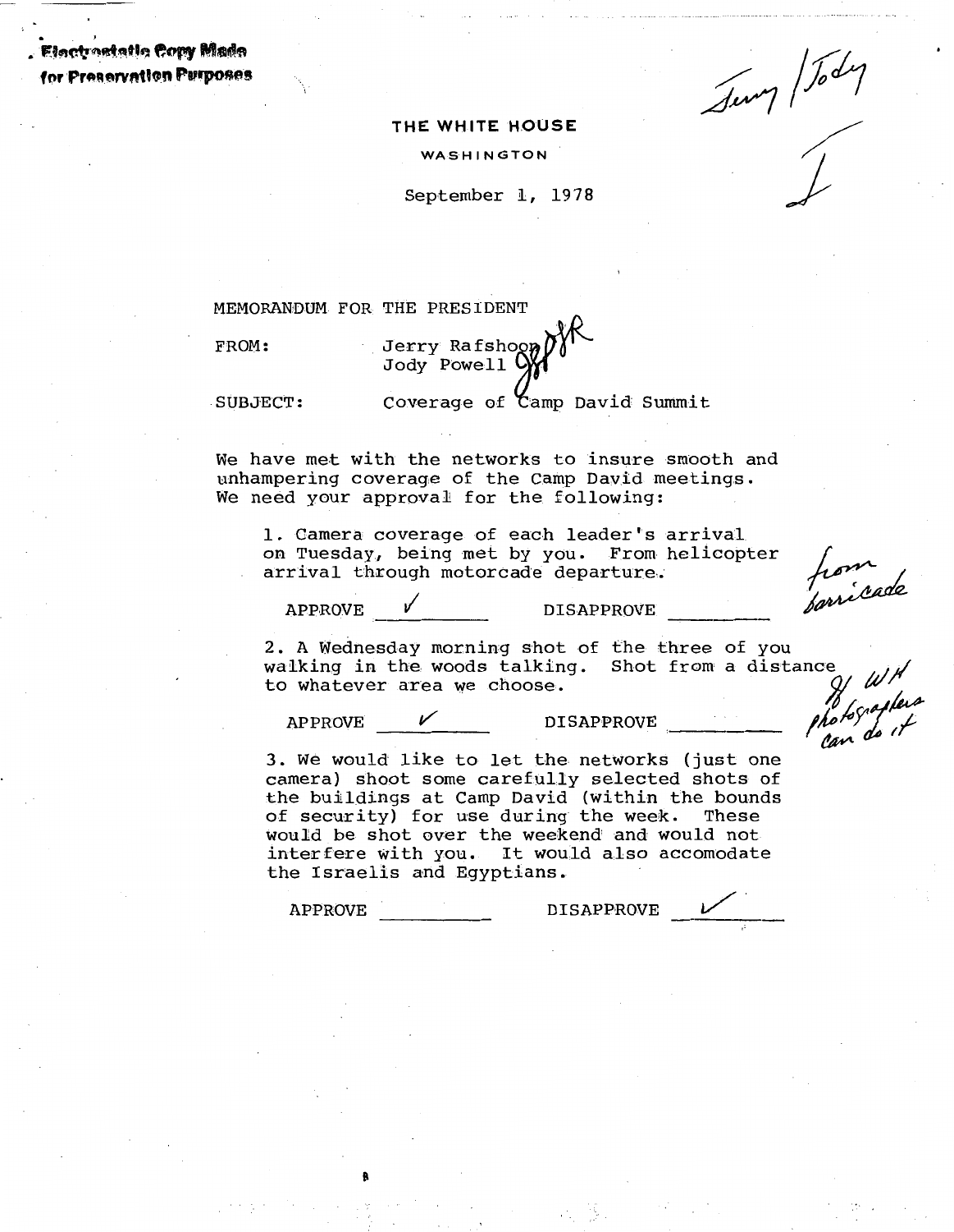Electrostatic Copy Made for Preservation Purposes

Jerry / Jody
J

**THE WHITE HOUSE**

WASHINGTON

September 1, 1978

MEMORANDUM FOR THE PRESIDENT

FROM: Jerry Rafshoon JR
Jody Powell JP

SUBJECT: Coverage of Camp David Summit

We have met with the networks to insure smooth and unhampering coverage of the Camp David meetings. We need your approval for the following:

1. Camera coverage of each leader's arrival on Tuesday, being met by you. From helicopter arrival through motorcade departure.

   APPROVE ✓ DISAPPROVE ______

   *from barricade*

2. A Wednesday morning shot of the three of you walking in the woods talking. Shot from a distance to whatever area we choose.

   APPROVE ✓ DISAPPROVE ______

   *If WH photographers can do it*

3. We would like to let the networks (just one camera) shoot some carefully selected shots of the buildings at Camp David (within the bounds of security) for use during the week. These would be shot over the weekend and would not interfere with you. It would also accomodate the Israelis and Egyptians.

   APPROVE ______ DISAPPROVE ✓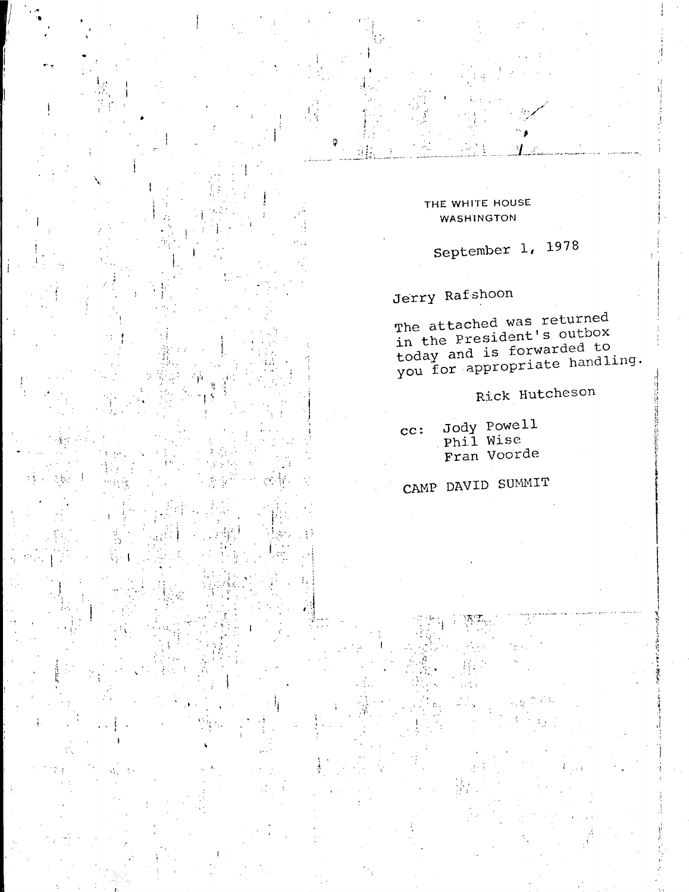THE WHITE HOUSE
WASHINGTON

September 1, 1978

Jerry Rafshoon

The attached was returned in the President's outbox today and is forwarded to you for appropriate handling.

Rick Hutcheson

cc: Jody Powell
Phil Wise
Fran Voorde

CAMP DAVID SUMMIT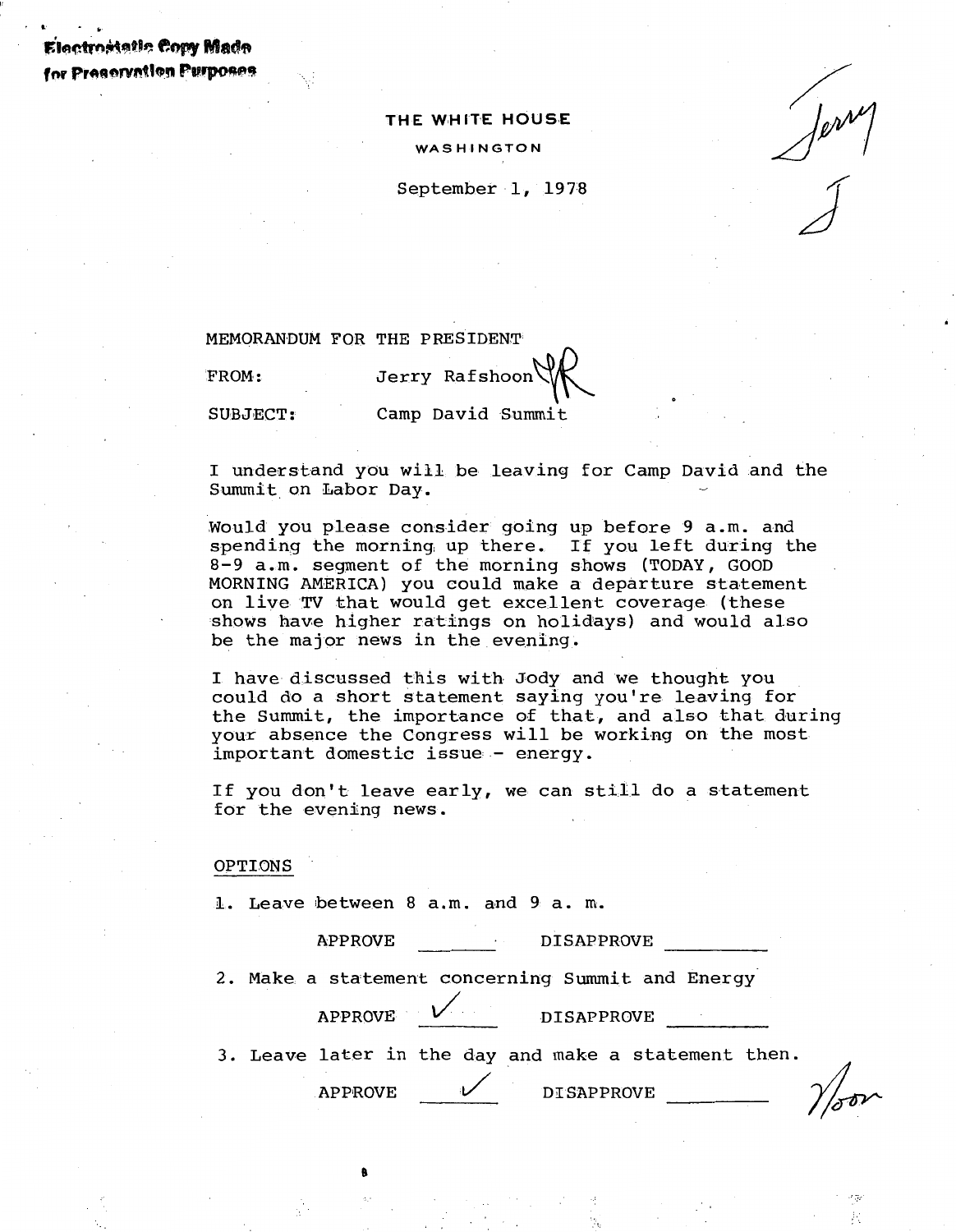Electrostatic Copy Made
for Preservation Purposes

THE WHITE HOUSE

WASHINGTON

September 1, 1978

Jerry
J

MEMORANDUM FOR THE PRESIDENT

FROM: Jerry Rafshoon

SUBJECT: Camp David Summit

I understand you will be leaving for Camp David and the Summit on Labor Day.

Would you please consider going up before 9 a.m. and spending the morning up there. If you left during the 8-9 a.m. segment of the morning shows (TODAY, GOOD MORNING AMERICA) you could make a departure statement on live TV that would get excellent coverage (these shows have higher ratings on holidays) and would also be the major news in the evening.

I have discussed this with Jody and we thought you could do a short statement saying you're leaving for the Summit, the importance of that, and also that during your absence the Congress will be working on the most important domestic issue - energy.

If you don't leave early, we can still do a statement for the evening news.

OPTIONS

1. Leave between 8 a.m. and 9 a. m.

   APPROVE ______ DISAPPROVE ______

2. Make a statement concerning Summit and Energy

   APPROVE ✓ DISAPPROVE ______

3. Leave later in the day and make a statement then.

   APPROVE ✓ DISAPPROVE ______ Noon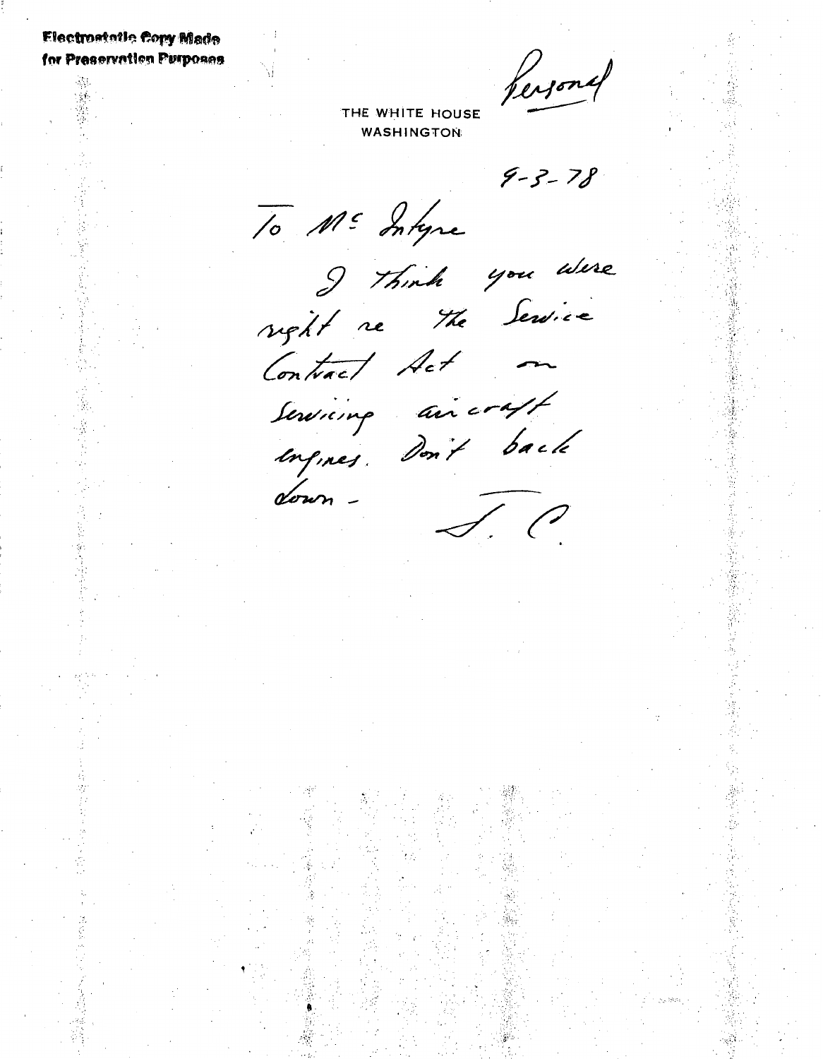Electrostatic Copy Made for Preservation Purposes

Personal

THE WHITE HOUSE
WASHINGTON

9-3-78

To Mc Intyre

I think you were right re the Service Contract Act on Servicing aircraft engines. Don't back down -

J. C.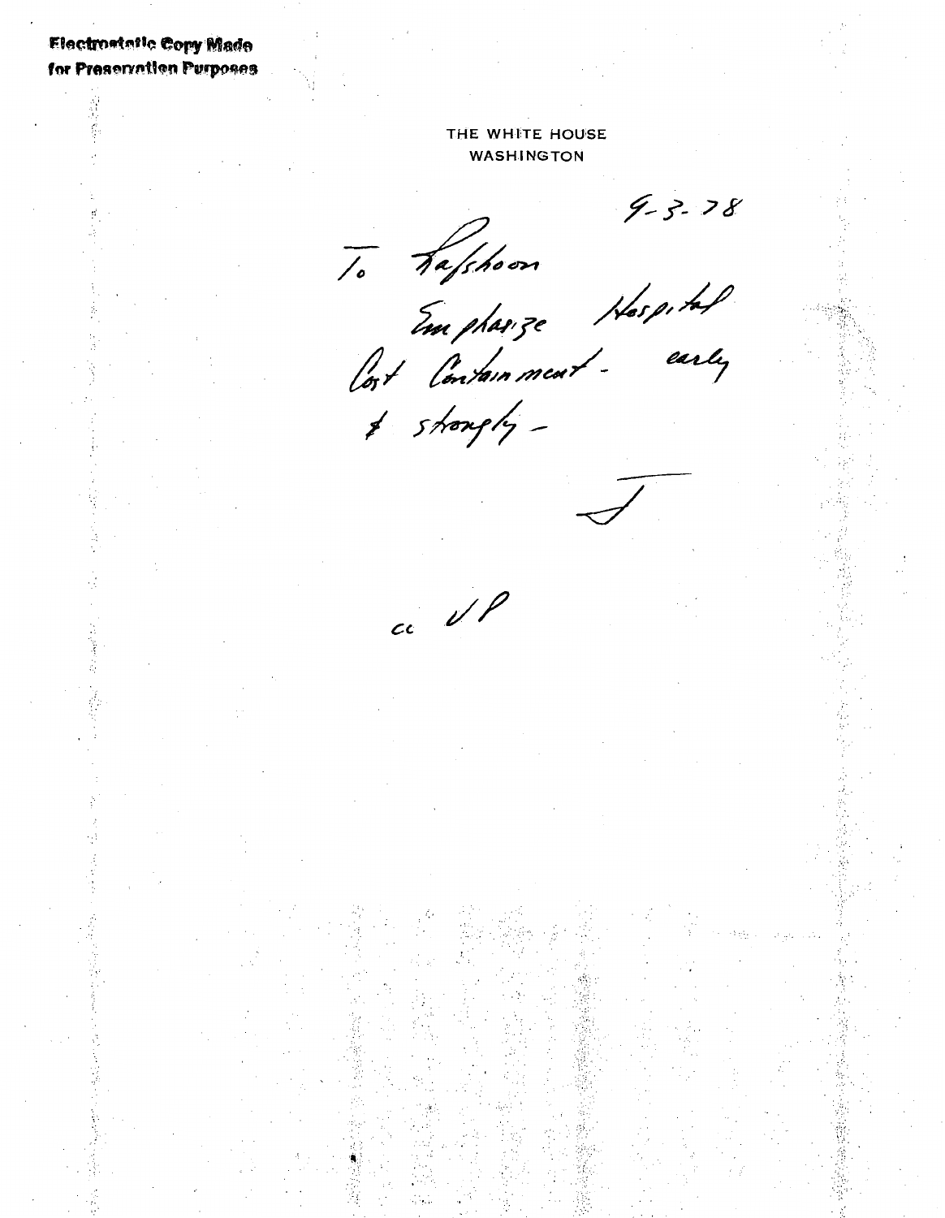Electrostatic Copy Made for Preservation Purposes

THE WHITE HOUSE
WASHINGTON

9-3-78

To Rafshoon

Emphasize Hospital Cost Containment - early & strongly -

J

cc VP